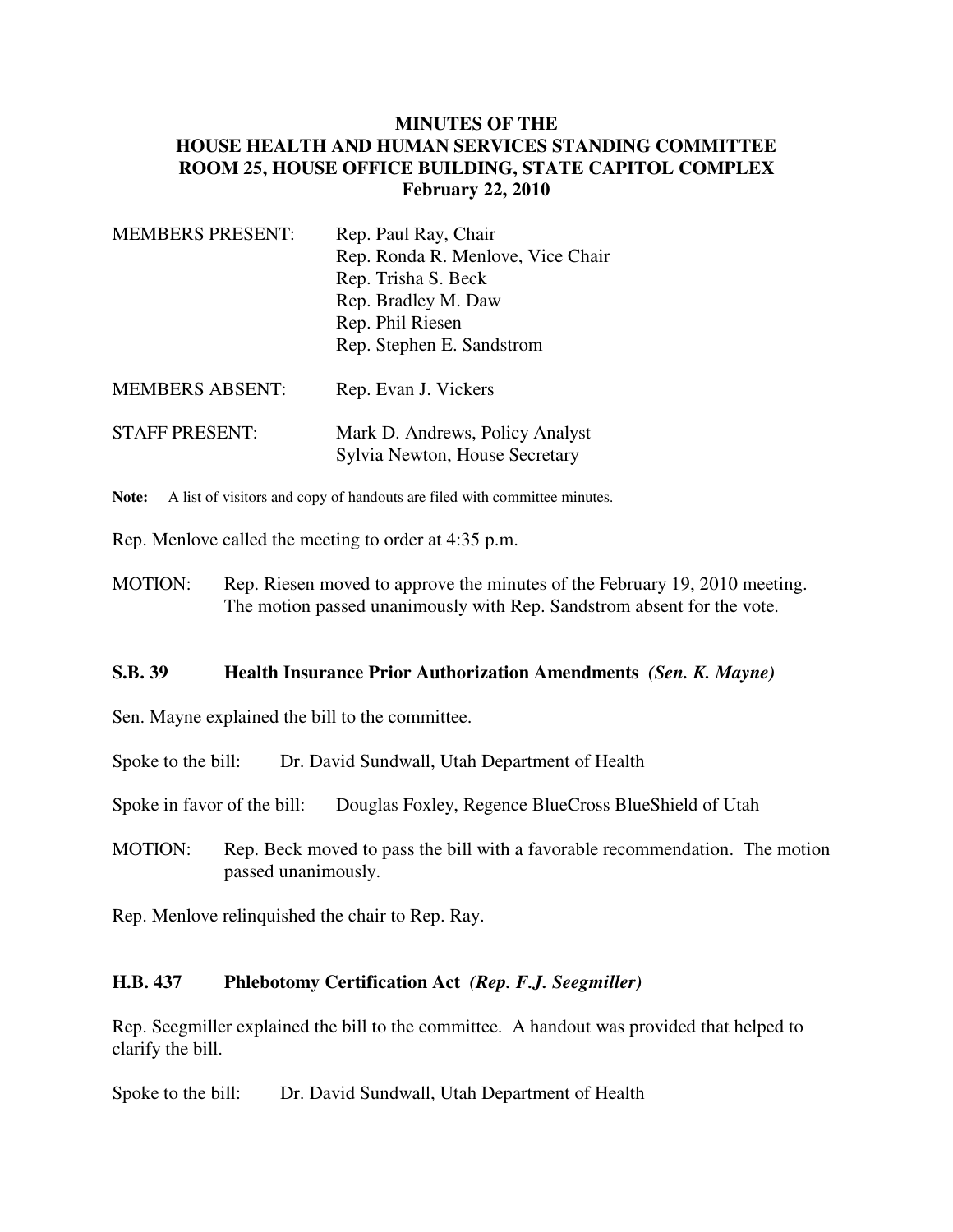# MINUTES OF THE HOUSE HEALTH AND HUMAN SERVICES STANDING COMMITTEE ROOM 25, HOUSE OFFICE BUILDING, STATE CAPITOL COMPLEX

**February 22, 2010**

MEMBERS PRESENT: Rep. Paul Ray, Chair
Rep. Ronda R. Menlove, Vice Chair
Rep. Trisha S. Beck
Rep. Bradley M. Daw
Rep. Phil Riesen
Rep. Stephen E. Sandstrom

MEMBERS ABSENT: Rep. Evan J. Vickers

STAFF PRESENT: Mark D. Andrews, Policy Analyst
Sylvia Newton, House Secretary

**Note:** A list of visitors and copy of handouts are filed with committee minutes.

Rep. Menlove called the meeting to order at 4:35 p.m.

MOTION: Rep. Riesen moved to approve the minutes of the February 19, 2010 meeting. The motion passed unanimously with Rep. Sandstrom absent for the vote.

## S.B. 39 Health Insurance Prior Authorization Amendments *(Sen. K. Mayne)*

Sen. Mayne explained the bill to the committee.

Spoke to the bill: Dr. David Sundwall, Utah Department of Health

Spoke in favor of the bill: Douglas Foxley, Regence BlueCross BlueShield of Utah

MOTION: Rep. Beck moved to pass the bill with a favorable recommendation. The motion passed unanimously.

Rep. Menlove relinquished the chair to Rep. Ray.

## H.B. 437 Phlebotomy Certification Act *(Rep. F.J. Seegmiller)*

Rep. Seegmiller explained the bill to the committee. A handout was provided that helped to clarify the bill.

Spoke to the bill: Dr. David Sundwall, Utah Department of Health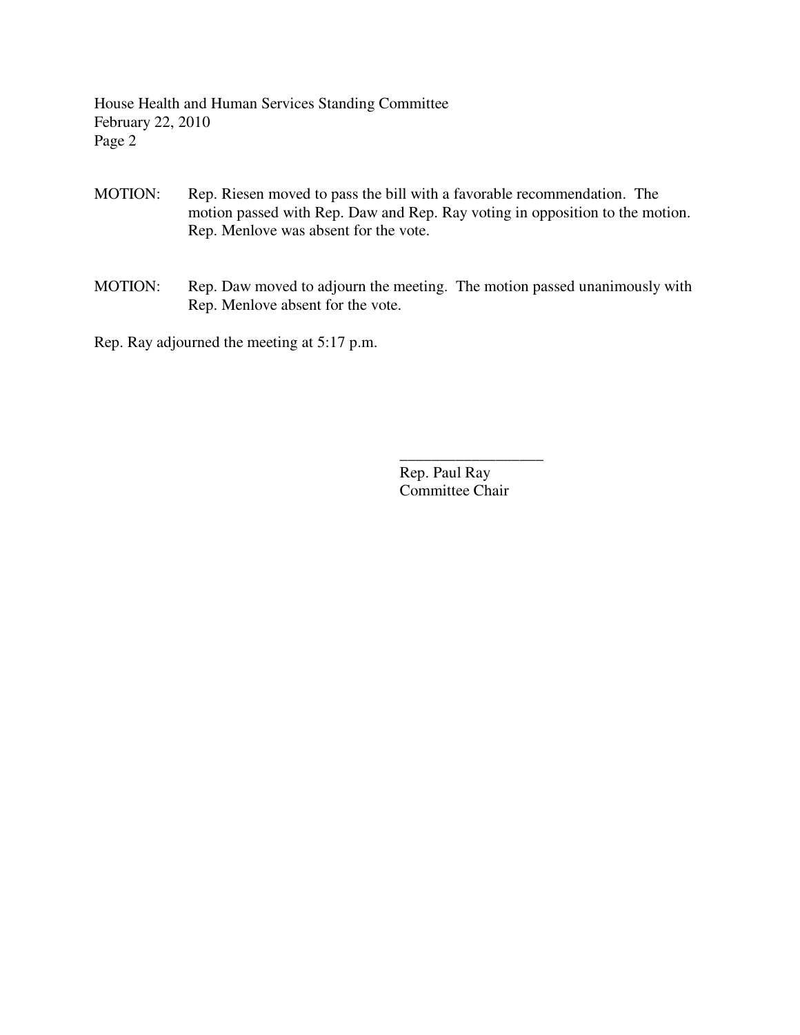MOTION: Rep. Riesen moved to pass the bill with a favorable recommendation. The motion passed with Rep. Daw and Rep. Ray voting in opposition to the motion. Rep. Menlove was absent for the vote.

MOTION: Rep. Daw moved to adjourn the meeting. The motion passed unanimously with Rep. Menlove absent for the vote.

Rep. Ray adjourned the meeting at 5:17 p.m.

\_\_\_\_\_\_\_\_\_\_\_\_\_\_\_\_\_\_

Rep. Paul Ray
Committee Chair